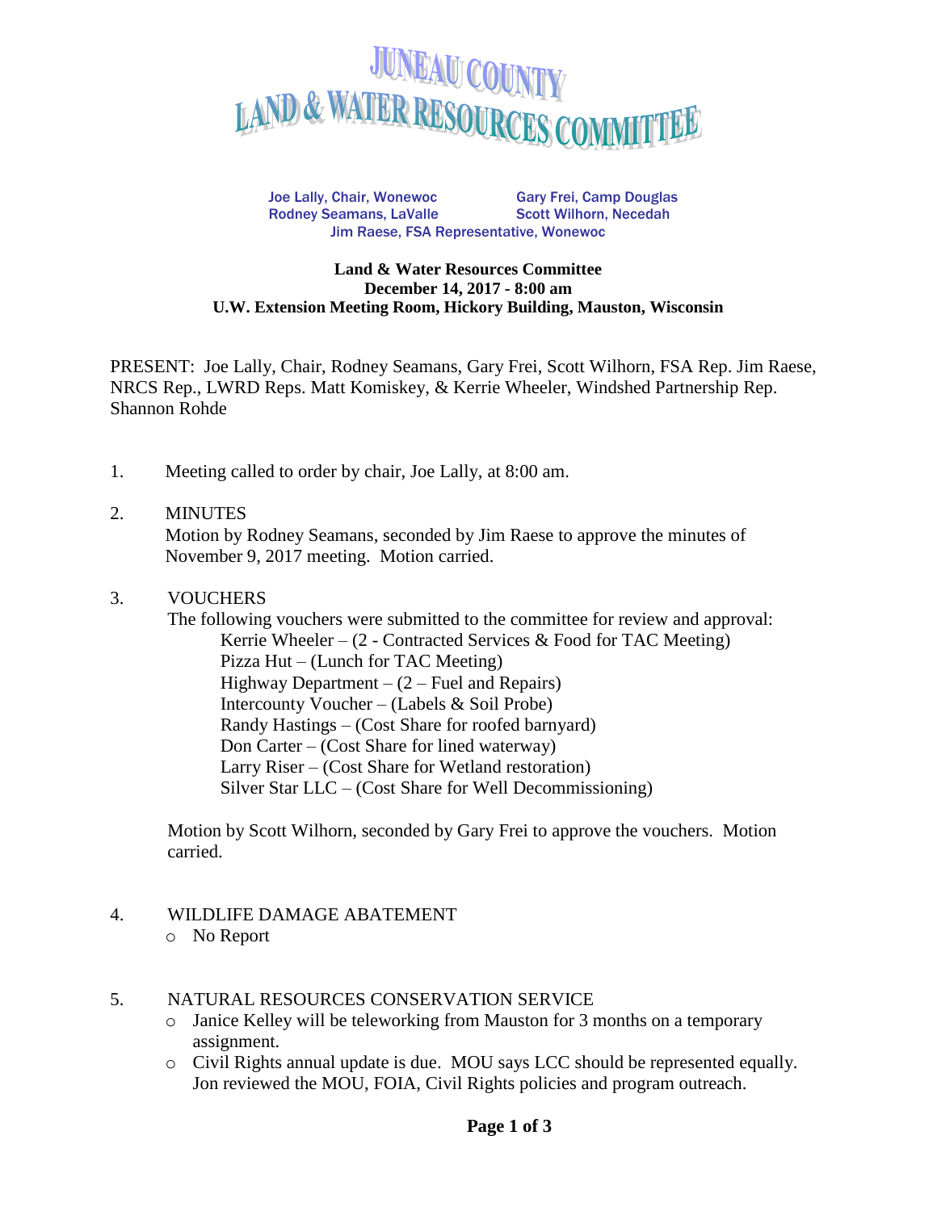# JUNEAU COUNTY LAND & WATER RESOURCES COMMITTEE

Joe Lally, Chair, Wonewoc  
Gary Frei, Camp Douglas  
Rodney Seamans, LaValle  
Scott Wilhorn, Necedah  
Jim Raese, FSA Representative, Wonewoc

**Land & Water Resources Committee**  
**December 14, 2017 - 8:00 am**  
**U.W. Extension Meeting Room, Hickory Building, Mauston, Wisconsin**

PRESENT: Joe Lally, Chair, Rodney Seamans, Gary Frei, Scott Wilhorn, FSA Rep. Jim Raese, NRCS Rep., LWRD Reps. Matt Komiskey, & Kerrie Wheeler, Windshed Partnership Rep. Shannon Rohde

1. Meeting called to order by chair, Joe Lally, at 8:00 am.

2. MINUTES  
   Motion by Rodney Seamans, seconded by Jim Raese to approve the minutes of November 9, 2017 meeting. Motion carried.

3. VOUCHERS  
   The following vouchers were submitted to the committee for review and approval:  
   Kerrie Wheeler – (2 - Contracted Services & Food for TAC Meeting)  
   Pizza Hut – (Lunch for TAC Meeting)  
   Highway Department – (2 – Fuel and Repairs)  
   Intercounty Voucher – (Labels & Soil Probe)  
   Randy Hastings – (Cost Share for roofed barnyard)  
   Don Carter – (Cost Share for lined waterway)  
   Larry Riser – (Cost Share for Wetland restoration)  
   Silver Star LLC – (Cost Share for Well Decommissioning)

   Motion by Scott Wilhorn, seconded by Gary Frei to approve the vouchers. Motion carried.

4. WILDLIFE DAMAGE ABATEMENT
   - No Report

5. NATURAL RESOURCES CONSERVATION SERVICE
   - Janice Kelley will be teleworking from Mauston for 3 months on a temporary assignment.
   - Civil Rights annual update is due. MOU says LCC should be represented equally. Jon reviewed the MOU, FOIA, Civil Rights policies and program outreach.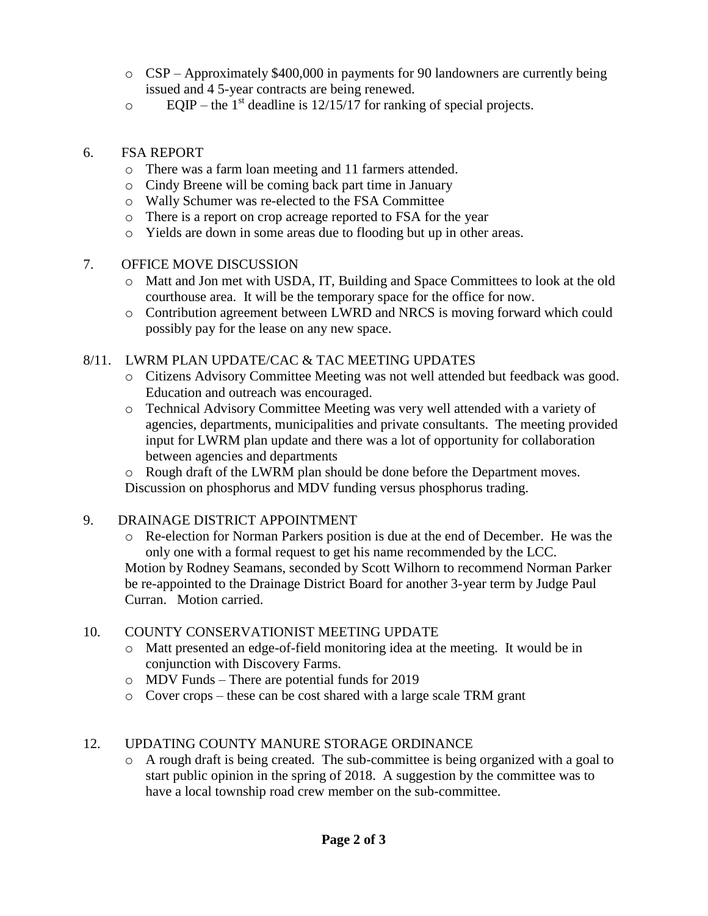- CSP – Approximately $400,000 in payments for 90 landowners are currently being issued and 4 5-year contracts are being renewed.
- EQIP – the 1st deadline is 12/15/17 for ranking of special projects.

6. FSA REPORT
   - There was a farm loan meeting and 11 farmers attended.
   - Cindy Breene will be coming back part time in January
   - Wally Schumer was re-elected to the FSA Committee
   - There is a report on crop acreage reported to FSA for the year
   - Yields are down in some areas due to flooding but up in other areas.

7. OFFICE MOVE DISCUSSION
   - Matt and Jon met with USDA, IT, Building and Space Committees to look at the old courthouse area. It will be the temporary space for the office for now.
   - Contribution agreement between LWRD and NRCS is moving forward which could possibly pay for the lease on any new space.

8/11. LWRM PLAN UPDATE/CAC & TAC MEETING UPDATES
   - Citizens Advisory Committee Meeting was not well attended but feedback was good. Education and outreach was encouraged.
   - Technical Advisory Committee Meeting was very well attended with a variety of agencies, departments, municipalities and private consultants. The meeting provided input for LWRM plan update and there was a lot of opportunity for collaboration between agencies and departments
   - Rough draft of the LWRM plan should be done before the Department moves.

   Discussion on phosphorus and MDV funding versus phosphorus trading.

9. DRAINAGE DISTRICT APPOINTMENT
   - Re-election for Norman Parkers position is due at the end of December. He was the only one with a formal request to get his name recommended by the LCC.

   Motion by Rodney Seamans, seconded by Scott Wilhorn to recommend Norman Parker be re-appointed to the Drainage District Board for another 3-year term by Judge Paul Curran. Motion carried.

10. COUNTY CONSERVATIONIST MEETING UPDATE
   - Matt presented an edge-of-field monitoring idea at the meeting. It would be in conjunction with Discovery Farms.
   - MDV Funds – There are potential funds for 2019
   - Cover crops – these can be cost shared with a large scale TRM grant

12. UPDATING COUNTY MANURE STORAGE ORDINANCE
   - A rough draft is being created. The sub-committee is being organized with a goal to start public opinion in the spring of 2018. A suggestion by the committee was to have a local township road crew member on the sub-committee.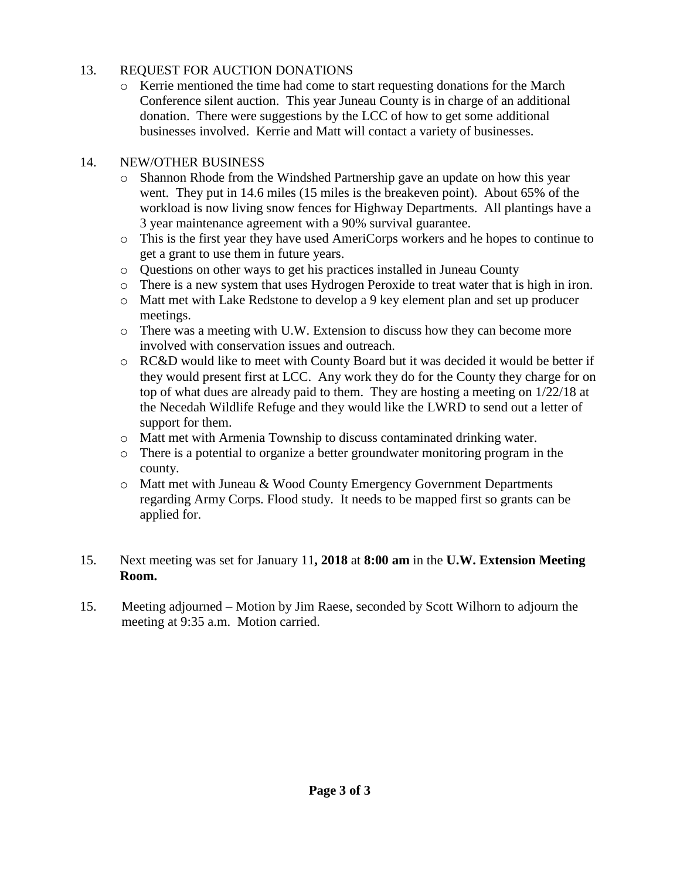13. REQUEST FOR AUCTION DONATIONS
    - Kerrie mentioned the time had come to start requesting donations for the March Conference silent auction. This year Juneau County is in charge of an additional donation. There were suggestions by the LCC of how to get some additional businesses involved. Kerrie and Matt will contact a variety of businesses.

14. NEW/OTHER BUSINESS
    - Shannon Rhode from the Windshed Partnership gave an update on how this year went. They put in 14.6 miles (15 miles is the breakeven point). About 65% of the workload is now living snow fences for Highway Departments. All plantings have a 3 year maintenance agreement with a 90% survival guarantee.
    - This is the first year they have used AmeriCorps workers and he hopes to continue to get a grant to use them in future years.
    - Questions on other ways to get his practices installed in Juneau County
    - There is a new system that uses Hydrogen Peroxide to treat water that is high in iron.
    - Matt met with Lake Redstone to develop a 9 key element plan and set up producer meetings.
    - There was a meeting with U.W. Extension to discuss how they can become more involved with conservation issues and outreach.
    - RC&D would like to meet with County Board but it was decided it would be better if they would present first at LCC. Any work they do for the County they charge for on top of what dues are already paid to them. They are hosting a meeting on 1/22/18 at the Necedah Wildlife Refuge and they would like the LWRD to send out a letter of support for them.
    - Matt met with Armenia Township to discuss contaminated drinking water.
    - There is a potential to organize a better groundwater monitoring program in the county.
    - Matt met with Juneau & Wood County Emergency Government Departments regarding Army Corps. Flood study. It needs to be mapped first so grants can be applied for.

15. Next meeting was set for January 11**, 2018** at **8:00 am** in the **U.W. Extension Meeting Room.**

15. Meeting adjourned – Motion by Jim Raese, seconded by Scott Wilhorn to adjourn the meeting at 9:35 a.m. Motion carried.